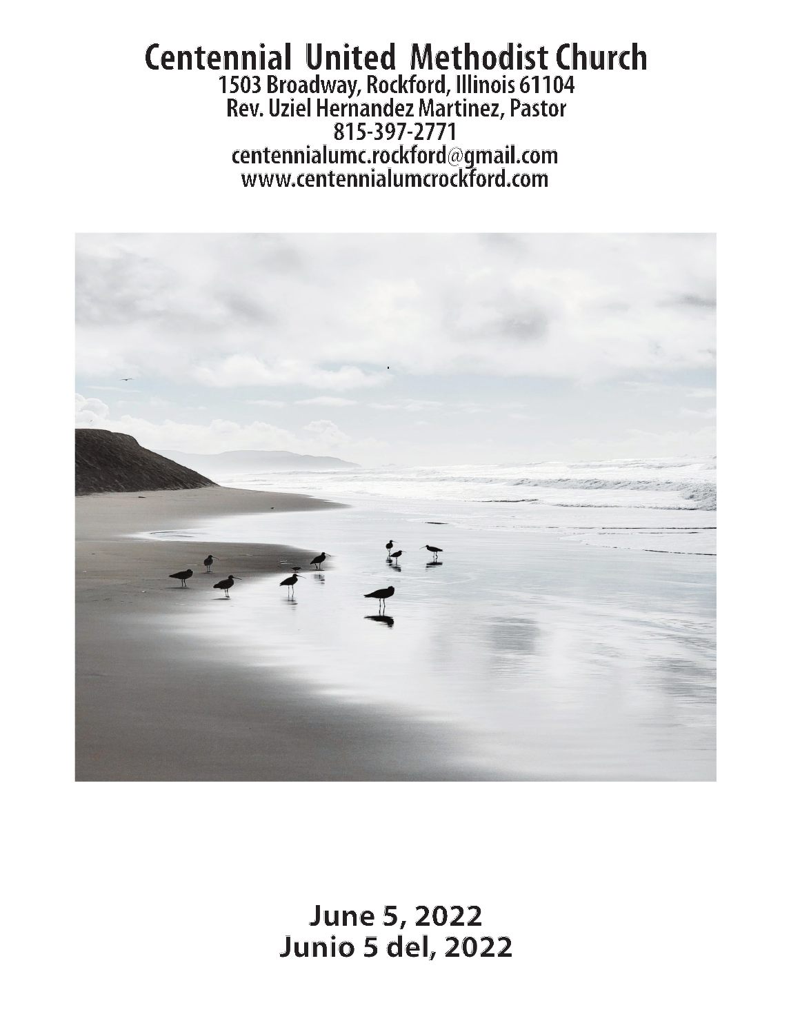# Centennial United Methodist Church

1503 Broadway, Rockford, Illinois 61104
Rev. Uziel Hernandez Martinez, Pastor
815-397-2771
centennialumc.rockford@gmail.com
www.centennialumcrockford.com

**June 5, 2022**
**Junio 5 del, 2022**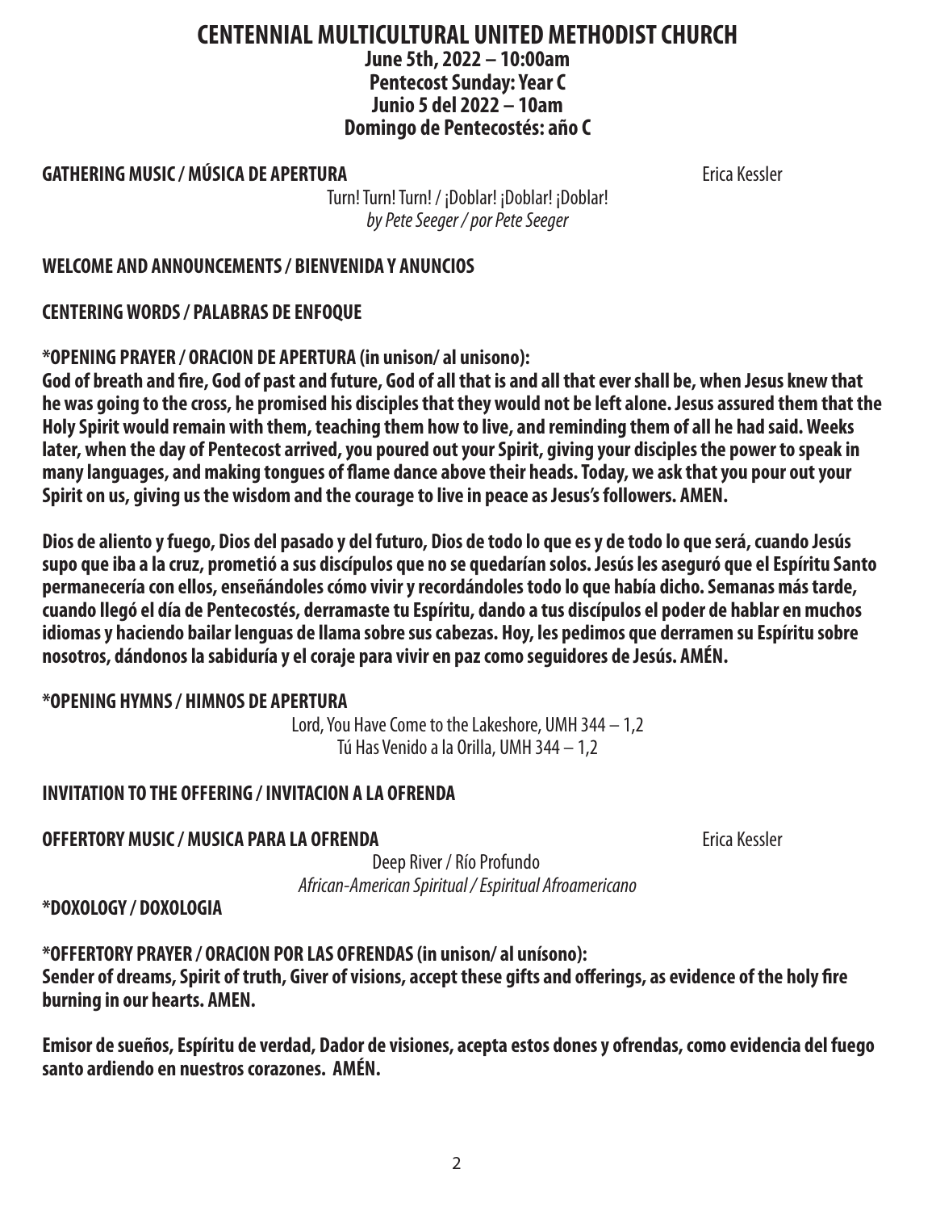# CENTENNIAL MULTICULTURAL UNITED METHODIST CHURCH

**June 5th, 2022 – 10:00am**
**Pentecost Sunday: Year C**
**Junio 5 del 2022 – 10am**
**Domingo de Pentecostés: año C**

**GATHERING MUSIC / MÚSICA DE APERTURA** Erica Kessler

Turn! Turn! Turn! / ¡Doblar! ¡Doblar! ¡Doblar!
*by Pete Seeger / por Pete Seeger*

**WELCOME AND ANNOUNCEMENTS / BIENVENIDA Y ANUNCIOS**

**CENTERING WORDS / PALABRAS DE ENFOQUE**

**\*OPENING PRAYER / ORACION DE APERTURA (in unison/ al unisono):**
**God of breath and fire, God of past and future, God of all that is and all that ever shall be, when Jesus knew that he was going to the cross, he promised his disciples that they would not be left alone. Jesus assured them that the Holy Spirit would remain with them, teaching them how to live, and reminding them of all he had said. Weeks later, when the day of Pentecost arrived, you poured out your Spirit, giving your disciples the power to speak in many languages, and making tongues of flame dance above their heads. Today, we ask that you pour out your Spirit on us, giving us the wisdom and the courage to live in peace as Jesus's followers. AMEN.**

**Dios de aliento y fuego, Dios del pasado y del futuro, Dios de todo lo que es y de todo lo que será, cuando Jesús supo que iba a la cruz, prometió a sus discípulos que no se quedarían solos. Jesús les aseguró que el Espíritu Santo permanecería con ellos, enseñándoles cómo vivir y recordándoles todo lo que había dicho. Semanas más tarde, cuando llegó el día de Pentecostés, derramaste tu Espíritu, dando a tus discípulos el poder de hablar en muchos idiomas y haciendo bailar lenguas de llama sobre sus cabezas. Hoy, les pedimos que derramen su Espíritu sobre nosotros, dándonos la sabiduría y el coraje para vivir en paz como seguidores de Jesús. AMÉN.**

**\*OPENING HYMNS / HIMNOS DE APERTURA**

Lord, You Have Come to the Lakeshore, UMH 344 – 1,2
Tú Has Venido a la Orilla, UMH 344 – 1,2

**INVITATION TO THE OFFERING / INVITACION A LA OFRENDA**

**OFFERTORY MUSIC / MUSICA PARA LA OFRENDA** Erica Kessler

Deep River / Río Profundo
*African-American Spiritual / Espiritual Afroamericano*

**\*DOXOLOGY / DOXOLOGIA**

**\*OFFERTORY PRAYER / ORACION POR LAS OFRENDAS (in unison/ al unísono):**
**Sender of dreams, Spirit of truth, Giver of visions, accept these gifts and offerings, as evidence of the holy fire burning in our hearts. AMEN.**

**Emisor de sueños, Espíritu de verdad, Dador de visiones, acepta estos dones y ofrendas, como evidencia del fuego santo ardiendo en nuestros corazones. AMÉN.**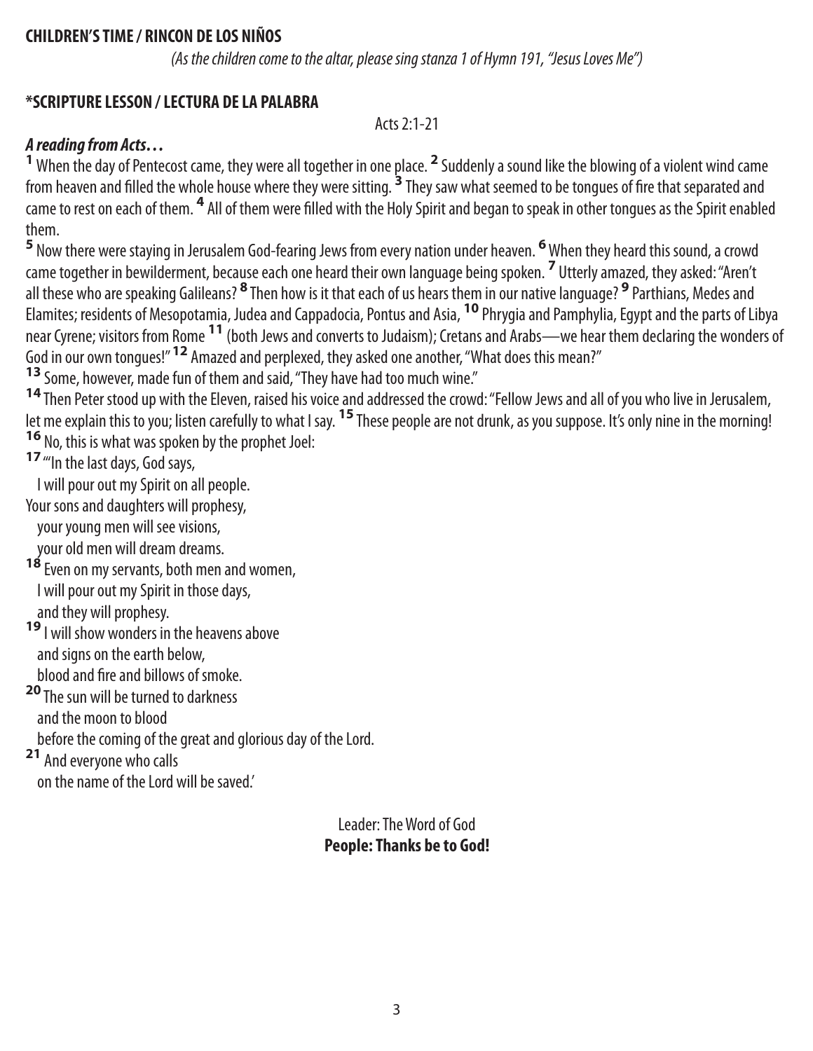**CHILDREN'S TIME / RINCON DE LOS NIÑOS**

*(As the children come to the altar, please sing stanza 1 of Hymn 191, "Jesus Loves Me")*

**\*SCRIPTURE LESSON / LECTURA DE LA PALABRA**

Acts 2:1-21

***A reading from Acts…***

**1** When the day of Pentecost came, they were all together in one place. **2** Suddenly a sound like the blowing of a violent wind came from heaven and filled the whole house where they were sitting. **3** They saw what seemed to be tongues of fire that separated and came to rest on each of them. **4** All of them were filled with the Holy Spirit and began to speak in other tongues as the Spirit enabled them.

**5** Now there were staying in Jerusalem God-fearing Jews from every nation under heaven. **6** When they heard this sound, a crowd came together in bewilderment, because each one heard their own language being spoken. **7** Utterly amazed, they asked: "Aren't all these who are speaking Galileans? **8** Then how is it that each of us hears them in our native language? **9** Parthians, Medes and Elamites; residents of Mesopotamia, Judea and Cappadocia, Pontus and Asia, **10** Phrygia and Pamphylia, Egypt and the parts of Libya near Cyrene; visitors from Rome **11** (both Jews and converts to Judaism); Cretans and Arabs—we hear them declaring the wonders of God in our own tongues!" **12** Amazed and perplexed, they asked one another, "What does this mean?"

**13** Some, however, made fun of them and said, "They have had too much wine."

**14** Then Peter stood up with the Eleven, raised his voice and addressed the crowd: "Fellow Jews and all of you who live in Jerusalem, let me explain this to you; listen carefully to what I say. **15** These people are not drunk, as you suppose. It's only nine in the morning!

**16** No, this is what was spoken by the prophet Joel:

**17** "'In the last days, God says,
I will pour out my Spirit on all people.
Your sons and daughters will prophesy,
your young men will see visions,
your old men will dream dreams.

**18** Even on my servants, both men and women,
I will pour out my Spirit in those days,
and they will prophesy.

**19** I will show wonders in the heavens above
and signs on the earth below,
blood and fire and billows of smoke.

**20** The sun will be turned to darkness
and the moon to blood
before the coming of the great and glorious day of the Lord.

**21** And everyone who calls
on the name of the Lord will be saved.'

Leader: The Word of God
**People: Thanks be to God!**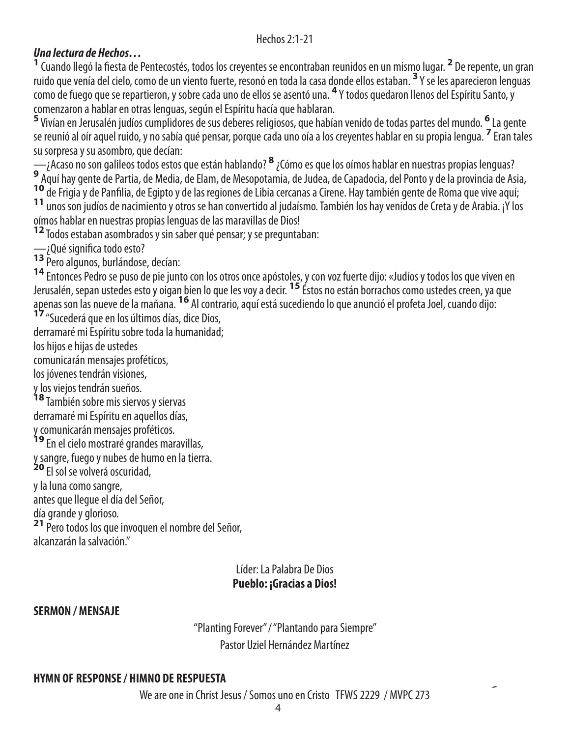Hechos 2:1-21

***Una lectura de Hechos…***

**1** Cuando llegó la fiesta de Pentecostés, todos los creyentes se encontraban reunidos en un mismo lugar. **2** De repente, un gran ruido que venía del cielo, como de un viento fuerte, resonó en toda la casa donde ellos estaban. **3** Y se les aparecieron lenguas como de fuego que se repartieron, y sobre cada uno de ellos se asentó una. **4** Y todos quedaron llenos del Espíritu Santo, y comenzaron a hablar en otras lenguas, según el Espíritu hacía que hablaran.

**5** Vivían en Jerusalén judíos cumplidores de sus deberes religiosos, que habían venido de todas partes del mundo. **6** La gente se reunió al oír aquel ruido, y no sabía qué pensar, porque cada uno oía a los creyentes hablar en su propia lengua. **7** Eran tales su sorpresa y su asombro, que decían:

—¿Acaso no son galileos todos estos que están hablando? **8** ¿Cómo es que los oímos hablar en nuestras propias lenguas? **9** Aquí hay gente de Partia, de Media, de Elam, de Mesopotamia, de Judea, de Capadocia, del Ponto y de la provincia de Asia, **10** de Frigia y de Panfilia, de Egipto y de las regiones de Libia cercanas a Cirene. Hay también gente de Roma que vive aquí; **11** unos son judíos de nacimiento y otros se han convertido al judaísmo. También los hay venidos de Creta y de Arabia. ¡Y los oímos hablar en nuestras propias lenguas de las maravillas de Dios!

**12** Todos estaban asombrados y sin saber qué pensar; y se preguntaban:

—¿Qué significa todo esto?

**13** Pero algunos, burlándose, decían:

**14** Entonces Pedro se puso de pie junto con los otros once apóstoles, y con voz fuerte dijo: «Judíos y todos los que viven en Jerusalén, sepan ustedes esto y oigan bien lo que les voy a decir. **15** Éstos no están borrachos como ustedes creen, ya que apenas son las nueve de la mañana. **16** Al contrario, aquí está sucediendo lo que anunció el profeta Joel, cuando dijo:

**17** "Sucederá que en los últimos días, dice Dios,
derramaré mi Espíritu sobre toda la humanidad;
los hijos e hijas de ustedes
comunicarán mensajes proféticos,
los jóvenes tendrán visiones,
y los viejos tendrán sueños.
**18** También sobre mis siervos y siervas
derramaré mi Espíritu en aquellos días,
y comunicarán mensajes proféticos.
**19** En el cielo mostraré grandes maravillas,
y sangre, fuego y nubes de humo en la tierra.
**20** El sol se volverá oscuridad,
y la luna como sangre,
antes que llegue el día del Señor,
día grande y glorioso.
**21** Pero todos los que invoquen el nombre del Señor,
alcanzarán la salvación."

Líder: La Palabra De Dios
**Pueblo: ¡Gracias a Dios!**

**SERMON / MENSAJE**

"Planting Forever" / "Plantando para Siempre"
Pastor Uziel Hernández Martínez

**HYMN OF RESPONSE / HIMNO DE RESPUESTA**

We are one in Christ Jesus / Somos uno en Cristo TFWS 2229 / MVPC 273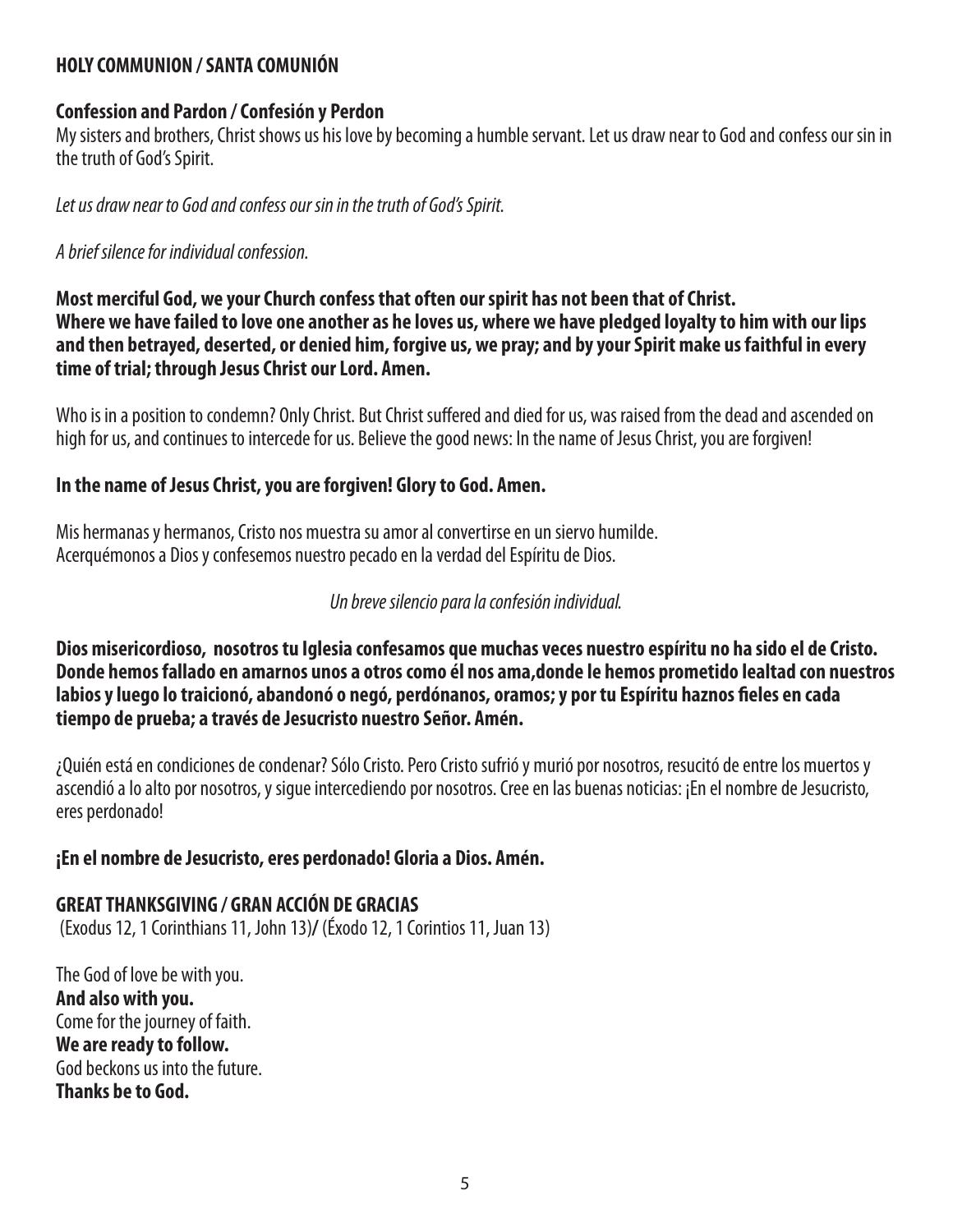## HOLY COMMUNION / SANTA COMUNIÓN

### Confession and Pardon / Confesión y Perdon

My sisters and brothers, Christ shows us his love by becoming a humble servant. Let us draw near to God and confess our sin in the truth of God's Spirit.

*Let us draw near to God and confess our sin in the truth of God's Spirit.*

*A brief silence for individual confession.*

**Most merciful God, we your Church confess that often our spirit has not been that of Christ. Where we have failed to love one another as he loves us, where we have pledged loyalty to him with our lips and then betrayed, deserted, or denied him, forgive us, we pray; and by your Spirit make us faithful in every time of trial; through Jesus Christ our Lord. Amen.**

Who is in a position to condemn? Only Christ. But Christ suffered and died for us, was raised from the dead and ascended on high for us, and continues to intercede for us. Believe the good news: In the name of Jesus Christ, you are forgiven!

**In the name of Jesus Christ, you are forgiven! Glory to God. Amen.**

Mis hermanas y hermanos, Cristo nos muestra su amor al convertirse en un siervo humilde. Acerquémonos a Dios y confesemos nuestro pecado en la verdad del Espíritu de Dios.

*Un breve silencio para la confesión individual.*

**Dios misericordioso, nosotros tu Iglesia confesamos que muchas veces nuestro espíritu no ha sido el de Cristo. Donde hemos fallado en amarnos unos a otros como él nos ama,donde le hemos prometido lealtad con nuestros labios y luego lo traicionó, abandonó o negó, perdónanos, oramos; y por tu Espíritu haznos fieles en cada tiempo de prueba; a través de Jesucristo nuestro Señor. Amén.**

¿Quién está en condiciones de condenar? Sólo Cristo. Pero Cristo sufrió y murió por nosotros, resucitó de entre los muertos y ascendió a lo alto por nosotros, y sigue intercediendo por nosotros. Cree en las buenas noticias: ¡En el nombre de Jesucristo, eres perdonado!

**¡En el nombre de Jesucristo, eres perdonado! Gloria a Dios. Amén.**

### GREAT THANKSGIVING / GRAN ACCIÓN DE GRACIAS

(Exodus 12, 1 Corinthians 11, John 13)/ (Éxodo 12, 1 Corintios 11, Juan 13)

The God of love be with you.
**And also with you.**
Come for the journey of faith.
**We are ready to follow.**
God beckons us into the future.
**Thanks be to God.**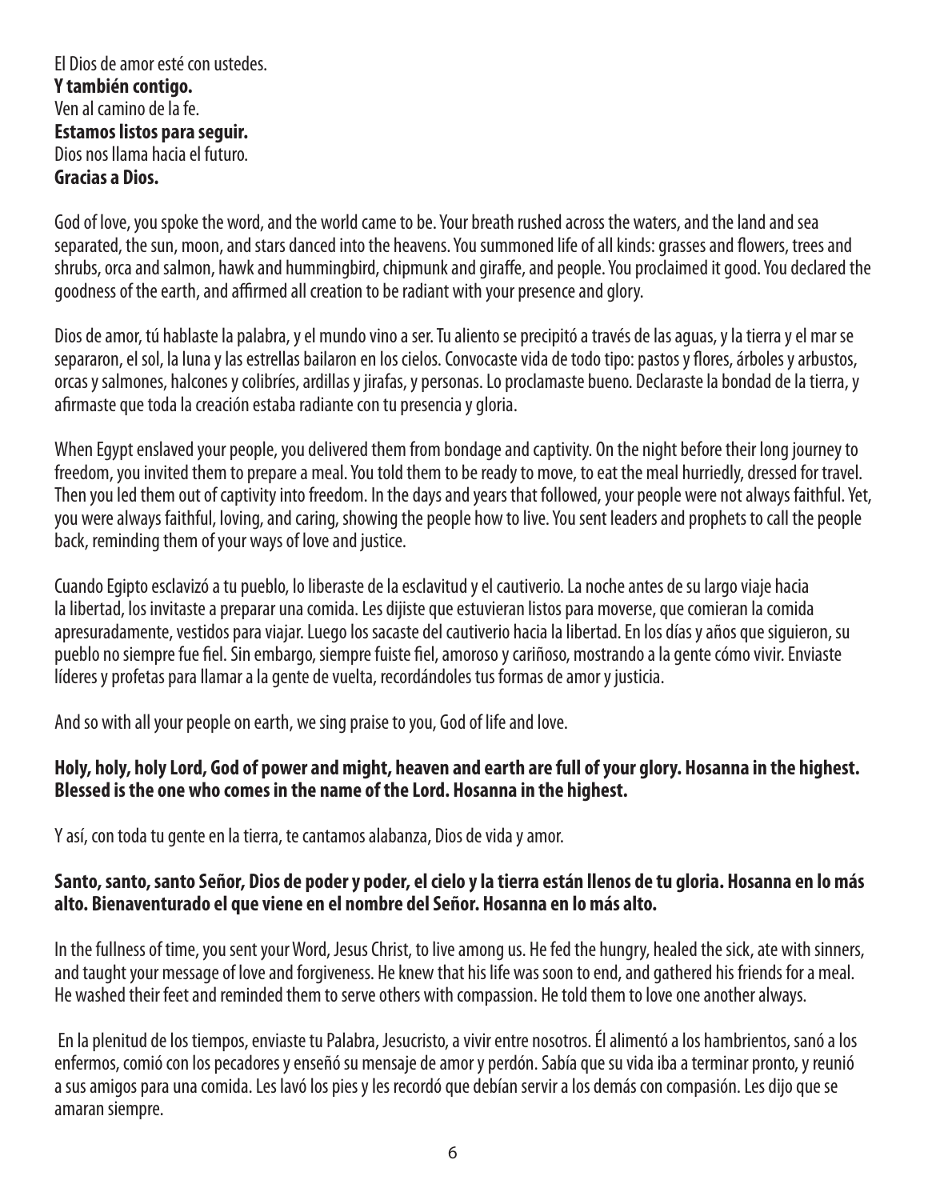El Dios de amor esté con ustedes.
**Y también contigo.**
Ven al camino de la fe.
**Estamos listos para seguir.**
Dios nos llama hacia el futuro.
**Gracias a Dios.**

God of love, you spoke the word, and the world came to be. Your breath rushed across the waters, and the land and sea separated, the sun, moon, and stars danced into the heavens. You summoned life of all kinds: grasses and flowers, trees and shrubs, orca and salmon, hawk and hummingbird, chipmunk and giraffe, and people. You proclaimed it good. You declared the goodness of the earth, and affirmed all creation to be radiant with your presence and glory.

Dios de amor, tú hablaste la palabra, y el mundo vino a ser. Tu aliento se precipitó a través de las aguas, y la tierra y el mar se separaron, el sol, la luna y las estrellas bailaron en los cielos. Convocaste vida de todo tipo: pastos y flores, árboles y arbustos, orcas y salmones, halcones y colibríes, ardillas y jirafas, y personas. Lo proclamaste bueno. Declaraste la bondad de la tierra, y afirmaste que toda la creación estaba radiante con tu presencia y gloria.

When Egypt enslaved your people, you delivered them from bondage and captivity. On the night before their long journey to freedom, you invited them to prepare a meal. You told them to be ready to move, to eat the meal hurriedly, dressed for travel. Then you led them out of captivity into freedom. In the days and years that followed, your people were not always faithful. Yet, you were always faithful, loving, and caring, showing the people how to live. You sent leaders and prophets to call the people back, reminding them of your ways of love and justice.

Cuando Egipto esclavizó a tu pueblo, lo liberaste de la esclavitud y el cautiverio. La noche antes de su largo viaje hacia la libertad, los invitaste a preparar una comida. Les dijiste que estuvieran listos para moverse, que comieran la comida apresuradamente, vestidos para viajar. Luego los sacaste del cautiverio hacia la libertad. En los días y años que siguieron, su pueblo no siempre fue fiel. Sin embargo, siempre fuiste fiel, amoroso y cariñoso, mostrando a la gente cómo vivir. Enviaste líderes y profetas para llamar a la gente de vuelta, recordándoles tus formas de amor y justicia.

And so with all your people on earth, we sing praise to you, God of life and love.

**Holy, holy, holy Lord, God of power and might, heaven and earth are full of your glory. Hosanna in the highest. Blessed is the one who comes in the name of the Lord. Hosanna in the highest.**

Y así, con toda tu gente en la tierra, te cantamos alabanza, Dios de vida y amor.

**Santo, santo, santo Señor, Dios de poder y poder, el cielo y la tierra están llenos de tu gloria. Hosanna en lo más alto. Bienaventurado el que viene en el nombre del Señor. Hosanna en lo más alto.**

In the fullness of time, you sent your Word, Jesus Christ, to live among us. He fed the hungry, healed the sick, ate with sinners, and taught your message of love and forgiveness. He knew that his life was soon to end, and gathered his friends for a meal. He washed their feet and reminded them to serve others with compassion. He told them to love one another always.

En la plenitud de los tiempos, enviaste tu Palabra, Jesucristo, a vivir entre nosotros. Él alimentó a los hambrientos, sanó a los enfermos, comió con los pecadores y enseñó su mensaje de amor y perdón. Sabía que su vida iba a terminar pronto, y reunió a sus amigos para una comida. Les lavó los pies y les recordó que debían servir a los demás con compasión. Les dijo que se amaran siempre.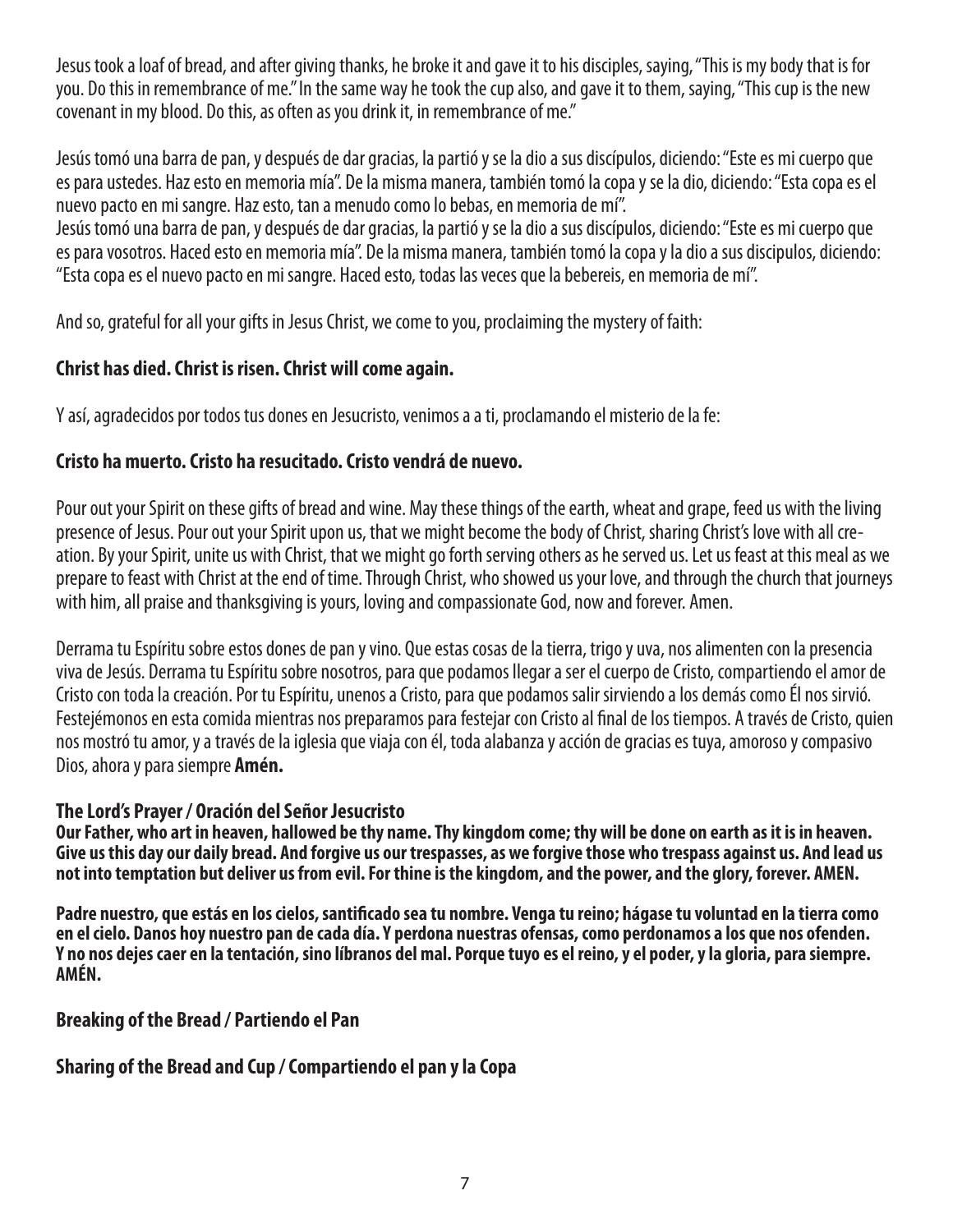Jesus took a loaf of bread, and after giving thanks, he broke it and gave it to his disciples, saying, "This is my body that is for you. Do this in remembrance of me." In the same way he took the cup also, and gave it to them, saying, "This cup is the new covenant in my blood. Do this, as often as you drink it, in remembrance of me."

Jesús tomó una barra de pan, y después de dar gracias, la partió y se la dio a sus discípulos, diciendo: "Este es mi cuerpo que es para ustedes. Haz esto en memoria mía". De la misma manera, también tomó la copa y se la dio, diciendo: "Esta copa es el nuevo pacto en mi sangre. Haz esto, tan a menudo como lo bebas, en memoria de mí".
Jesús tomó una barra de pan, y después de dar gracias, la partió y se la dio a sus discípulos, diciendo: "Este es mi cuerpo que es para vosotros. Haced esto en memoria mía". De la misma manera, también tomó la copa y la dio a sus discipulos, diciendo: "Esta copa es el nuevo pacto en mi sangre. Haced esto, todas las veces que la bebereis, en memoria de mí".

And so, grateful for all your gifts in Jesus Christ, we come to you, proclaiming the mystery of faith:

**Christ has died. Christ is risen. Christ will come again.**

Y así, agradecidos por todos tus dones en Jesucristo, venimos a a ti, proclamando el misterio de la fe:

**Cristo ha muerto. Cristo ha resucitado. Cristo vendrá de nuevo.**

Pour out your Spirit on these gifts of bread and wine. May these things of the earth, wheat and grape, feed us with the living presence of Jesus. Pour out your Spirit upon us, that we might become the body of Christ, sharing Christ's love with all creation. By your Spirit, unite us with Christ, that we might go forth serving others as he served us. Let us feast at this meal as we prepare to feast with Christ at the end of time. Through Christ, who showed us your love, and through the church that journeys with him, all praise and thanksgiving is yours, loving and compassionate God, now and forever. Amen.

Derrama tu Espíritu sobre estos dones de pan y vino. Que estas cosas de la tierra, trigo y uva, nos alimenten con la presencia viva de Jesús. Derrama tu Espíritu sobre nosotros, para que podamos llegar a ser el cuerpo de Cristo, compartiendo el amor de Cristo con toda la creación. Por tu Espíritu, unenos a Cristo, para que podamos salir sirviendo a los demás como Él nos sirvió. Festejémonos en esta comida mientras nos preparamos para festejar con Cristo al final de los tiempos. A través de Cristo, quien nos mostró tu amor, y a través de la iglesia que viaja con él, toda alabanza y acción de gracias es tuya, amoroso y compasivo Dios, ahora y para siempre **Amén.**

**The Lord's Prayer / Oración del Señor Jesucristo**
**Our Father, who art in heaven, hallowed be thy name. Thy kingdom come; thy will be done on earth as it is in heaven. Give us this day our daily bread. And forgive us our trespasses, as we forgive those who trespass against us. And lead us not into temptation but deliver us from evil. For thine is the kingdom, and the power, and the glory, forever. AMEN.**

**Padre nuestro, que estás en los cielos, santificado sea tu nombre. Venga tu reino; hágase tu voluntad en la tierra como en el cielo. Danos hoy nuestro pan de cada día. Y perdona nuestras ofensas, como perdonamos a los que nos ofenden. Y no nos dejes caer en la tentación, sino líbranos del mal. Porque tuyo es el reino, y el poder, y la gloria, para siempre. AMÉN.**

**Breaking of the Bread / Partiendo el Pan**

**Sharing of the Bread and Cup / Compartiendo el pan y la Copa**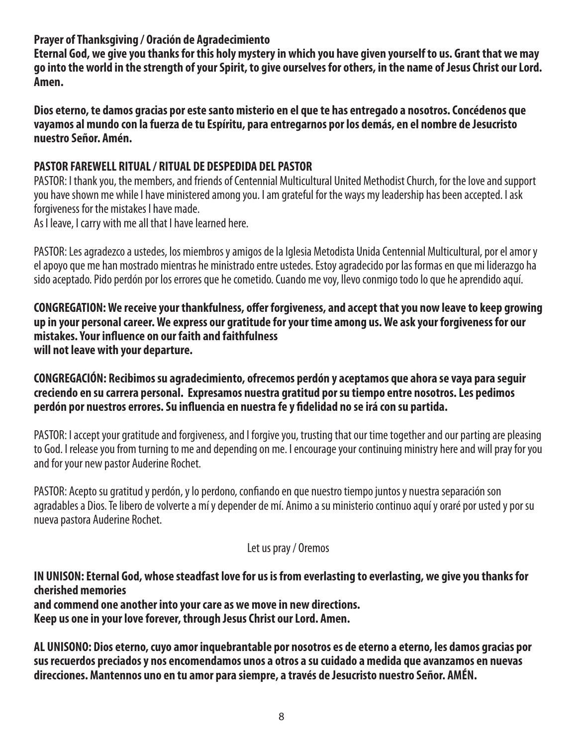**Prayer of Thanksgiving / Oración de Agradecimiento**
**Eternal God, we give you thanks for this holy mystery in which you have given yourself to us. Grant that we may go into the world in the strength of your Spirit, to give ourselves for others, in the name of Jesus Christ our Lord. Amen.**

**Dios eterno, te damos gracias por este santo misterio en el que te has entregado a nosotros. Concédenos que vayamos al mundo con la fuerza de tu Espíritu, para entregarnos por los demás, en el nombre de Jesucristo nuestro Señor. Amén.**

**PASTOR FAREWELL RITUAL / RITUAL DE DESPEDIDA DEL PASTOR**

PASTOR: I thank you, the members, and friends of Centennial Multicultural United Methodist Church, for the love and support you have shown me while I have ministered among you. I am grateful for the ways my leadership has been accepted. I ask forgiveness for the mistakes I have made.
As I leave, I carry with me all that I have learned here.

PASTOR: Les agradezco a ustedes, los miembros y amigos de la Iglesia Metodista Unida Centennial Multicultural, por el amor y el apoyo que me han mostrado mientras he ministrado entre ustedes. Estoy agradecido por las formas en que mi liderazgo ha sido aceptado. Pido perdón por los errores que he cometido. Cuando me voy, llevo conmigo todo lo que he aprendido aquí.

**CONGREGATION: We receive your thankfulness, offer forgiveness, and accept that you now leave to keep growing up in your personal career. We express our gratitude for your time among us. We ask your forgiveness for our mistakes. Your influence on our faith and faithfulness will not leave with your departure.**

**CONGREGACIÓN: Recibimos su agradecimiento, ofrecemos perdón y aceptamos que ahora se vaya para seguir creciendo en su carrera personal. Expresamos nuestra gratitud por su tiempo entre nosotros. Les pedimos perdón por nuestros errores. Su influencia en nuestra fe y fidelidad no se irá con su partida.**

PASTOR: I accept your gratitude and forgiveness, and I forgive you, trusting that our time together and our parting are pleasing to God. I release you from turning to me and depending on me. I encourage your continuing ministry here and will pray for you and for your new pastor Auderine Rochet.

PASTOR: Acepto su gratitud y perdón, y lo perdono, confiando en que nuestro tiempo juntos y nuestra separación son agradables a Dios. Te libero de volverte a mí y depender de mí. Animo a su ministerio continuo aquí y oraré por usted y por su nueva pastora Auderine Rochet.

Let us pray / Oremos

**IN UNISON: Eternal God, whose steadfast love for us is from everlasting to everlasting, we give you thanks for cherished memories and commend one another into your care as we move in new directions. Keep us one in your love forever, through Jesus Christ our Lord. Amen.**

**AL UNISONO: Dios eterno, cuyo amor inquebrantable por nosotros es de eterno a eterno, les damos gracias por sus recuerdos preciados y nos encomendamos unos a otros a su cuidado a medida que avanzamos en nuevas direcciones. Mantennos uno en tu amor para siempre, a través de Jesucristo nuestro Señor. AMÉN.**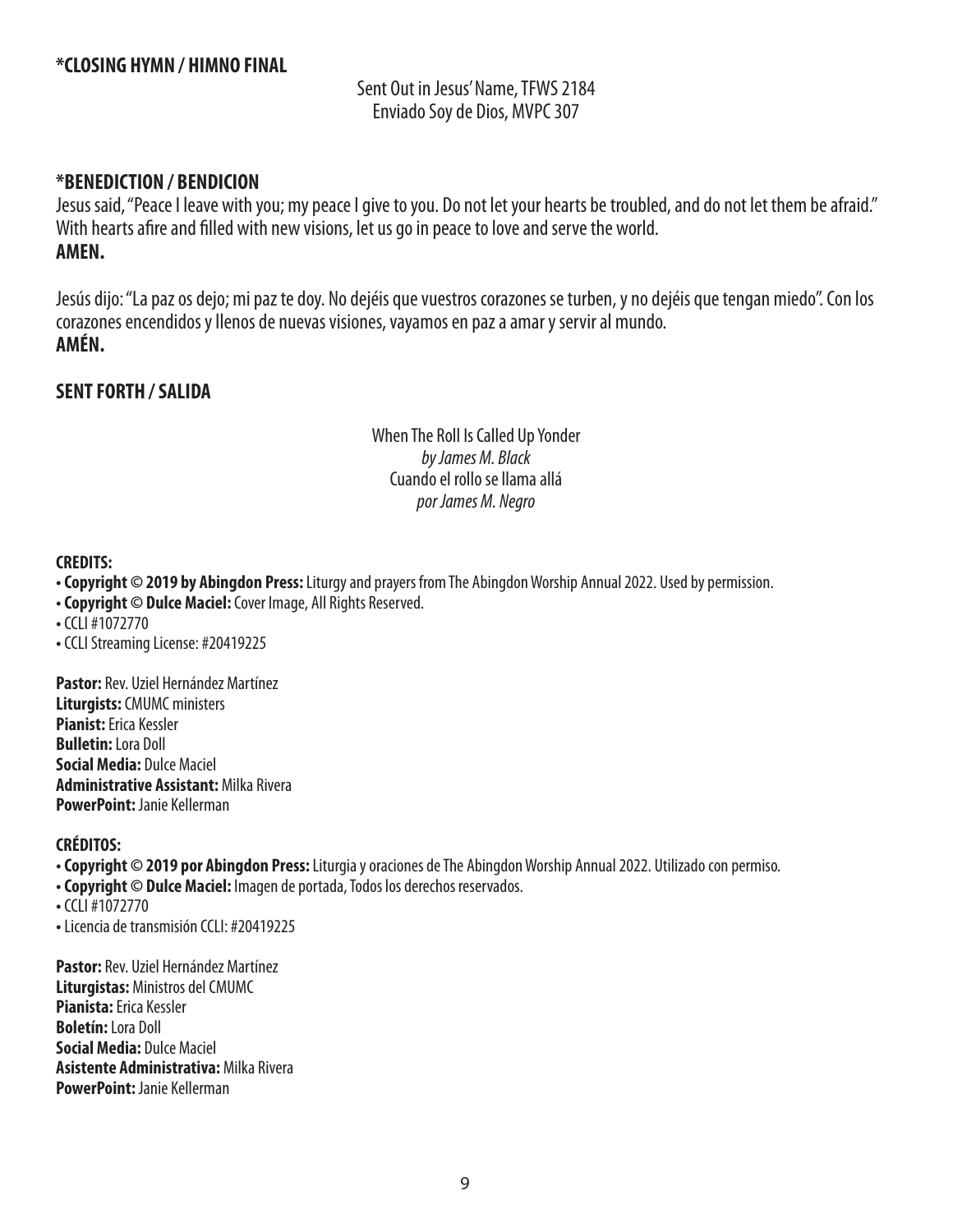### *CLOSING HYMN / HIMNO FINAL

Sent Out in Jesus' Name, TFWS 2184
Enviado Soy de Dios, MVPC 307

### *BENEDICTION / BENDICION

Jesus said, "Peace I leave with you; my peace I give to you. Do not let your hearts be troubled, and do not let them be afraid." With hearts afire and filled with new visions, let us go in peace to love and serve the world.
**AMEN.**

Jesús dijo: "La paz os dejo; mi paz te doy. No dejéis que vuestros corazones se turben, y no dejéis que tengan miedo". Con los corazones encendidos y llenos de nuevas visiones, vayamos en paz a amar y servir al mundo.
**AMÉN.**

### SENT FORTH / SALIDA

When The Roll Is Called Up Yonder
*by James M. Black*
Cuando el rollo se llama allá
*por James M. Negro*

**CREDITS:**

- **Copyright © 2019 by Abingdon Press:** Liturgy and prayers from The Abingdon Worship Annual 2022. Used by permission.
- **Copyright © Dulce Maciel:** Cover Image, All Rights Reserved.
- CCLI #1072770
- CCLI Streaming License: #20419225

**Pastor:** Rev. Uziel Hernández Martínez
**Liturgists:** CMUMC ministers
**Pianist:** Erica Kessler
**Bulletin:** Lora Doll
**Social Media:** Dulce Maciel
**Administrative Assistant:** Milka Rivera
**PowerPoint:** Janie Kellerman

**CRÉDITOS:**

- **Copyright © 2019 por Abingdon Press:** Liturgia y oraciones de The Abingdon Worship Annual 2022. Utilizado con permiso.
- **Copyright © Dulce Maciel:** Imagen de portada, Todos los derechos reservados.
- CCLI #1072770
- Licencia de transmisión CCLI: #20419225

**Pastor:** Rev. Uziel Hernández Martínez
**Liturgistas:** Ministros del CMUMC
**Pianista:** Erica Kessler
**Boletín:** Lora Doll
**Social Media:** Dulce Maciel
**Asistente Administrativa:** Milka Rivera
**PowerPoint:** Janie Kellerman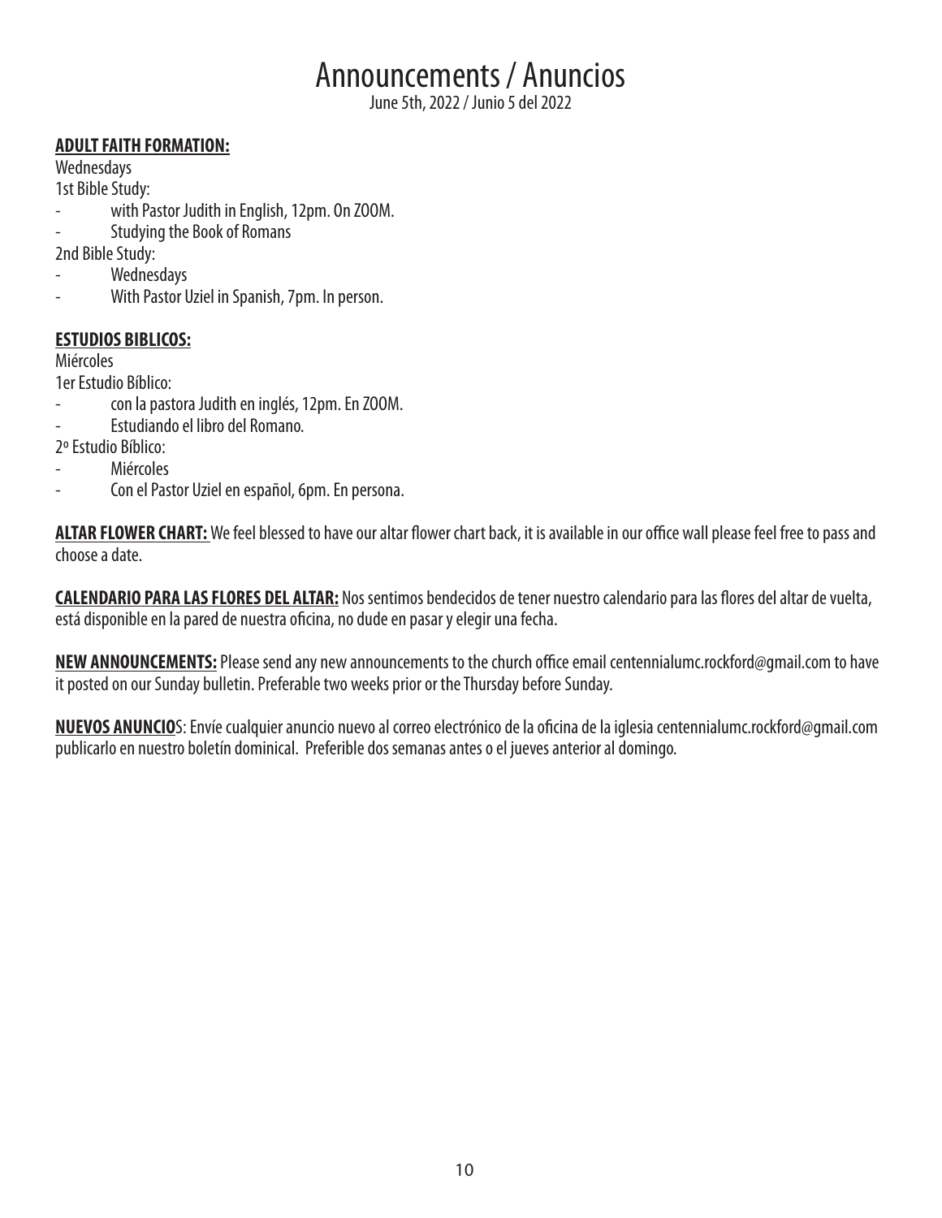# Announcements / Anuncios

June 5th, 2022 / Junio 5 del 2022

**ADULT FAITH FORMATION:**

Wednesdays

1st Bible Study:

- with Pastor Judith in English, 12pm. On ZOOM.
- Studying the Book of Romans

2nd Bible Study:

- Wednesdays
- With Pastor Uziel in Spanish, 7pm. In person.

**ESTUDIOS BIBLICOS:**

Miércoles

1er Estudio Bíblico:

- con la pastora Judith en inglés, 12pm. En ZOOM.
- Estudiando el libro del Romano.

2º Estudio Bíblico:

- Miércoles
- Con el Pastor Uziel en español, 6pm. En persona.

**ALTAR FLOWER CHART:** We feel blessed to have our altar flower chart back, it is available in our office wall please feel free to pass and choose a date.

**CALENDARIO PARA LAS FLORES DEL ALTAR:** Nos sentimos bendecidos de tener nuestro calendario para las flores del altar de vuelta, está disponible en la pared de nuestra oficina, no dude en pasar y elegir una fecha.

**NEW ANNOUNCEMENTS:** Please send any new announcements to the church office email centennialumc.rockford@gmail.com to have it posted on our Sunday bulletin. Preferable two weeks prior or the Thursday before Sunday.

**NUEVOS ANUNCIO**S: Envíe cualquier anuncio nuevo al correo electrónico de la oficina de la iglesia centennialumc.rockford@gmail.com publicarlo en nuestro boletín dominical. Preferible dos semanas antes o el jueves anterior al domingo.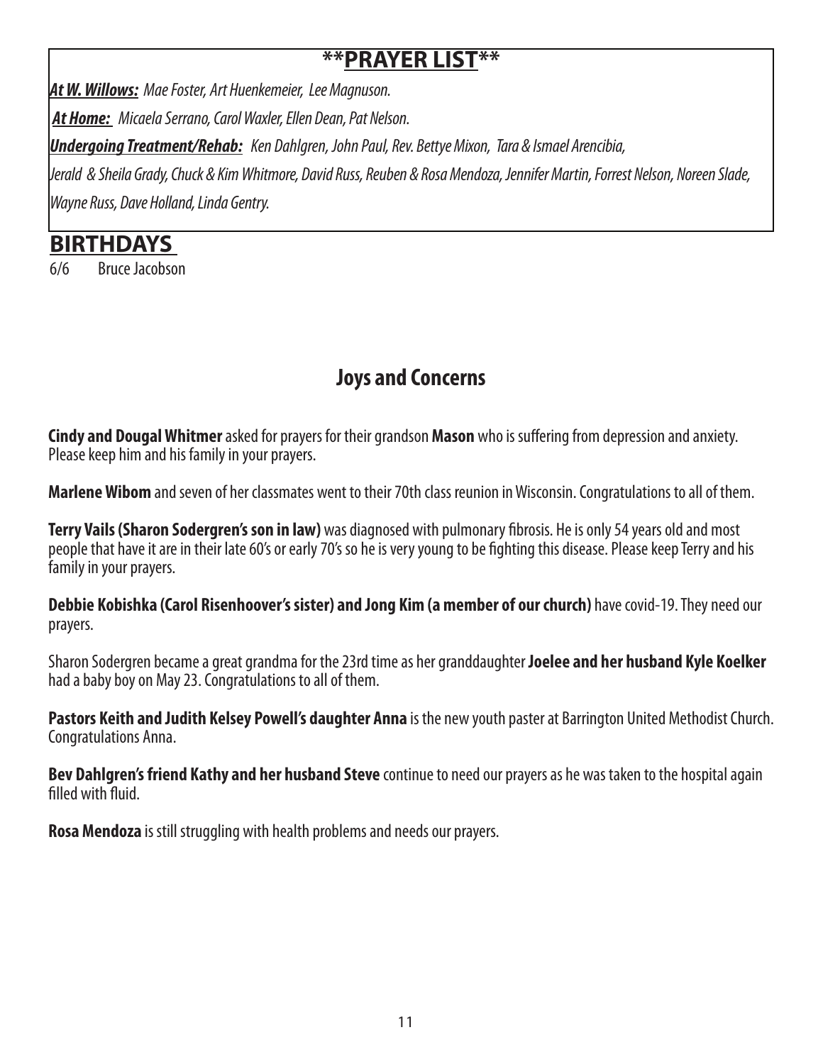## \*\*PRAYER LIST\*\*

***At W. Willows:*** *Mae Foster, Art Huenkemeier, Lee Magnuson.*

***At Home:*** *Micaela Serrano, Carol Waxler, Ellen Dean, Pat Nelson.*

***Undergoing Treatment/Rehab:*** *Ken Dahlgren, John Paul, Rev. Bettye Mixon, Tara & Ismael Arencibia, Jerald & Sheila Grady, Chuck & Kim Whitmore, David Russ, Reuben & Rosa Mendoza, Jennifer Martin, Forrest Nelson, Noreen Slade, Wayne Russ, Dave Holland, Linda Gentry.*

## BIRTHDAYS

6/6 Bruce Jacobson

## Joys and Concerns

**Cindy and Dougal Whitmer** asked for prayers for their grandson **Mason** who is suffering from depression and anxiety. Please keep him and his family in your prayers.

**Marlene Wibom** and seven of her classmates went to their 70th class reunion in Wisconsin. Congratulations to all of them.

**Terry Vails (Sharon Sodergren's son in law)** was diagnosed with pulmonary fibrosis. He is only 54 years old and most people that have it are in their late 60's or early 70's so he is very young to be fighting this disease. Please keep Terry and his family in your prayers.

**Debbie Kobishka (Carol Risenhoover's sister) and Jong Kim (a member of our church)** have covid-19. They need our prayers.

Sharon Sodergren became a great grandma for the 23rd time as her granddaughter **Joelee and her husband Kyle Koelker** had a baby boy on May 23. Congratulations to all of them.

**Pastors Keith and Judith Kelsey Powell's daughter Anna** is the new youth paster at Barrington United Methodist Church. Congratulations Anna.

**Bev Dahlgren's friend Kathy and her husband Steve** continue to need our prayers as he was taken to the hospital again filled with fluid.

**Rosa Mendoza** is still struggling with health problems and needs our prayers.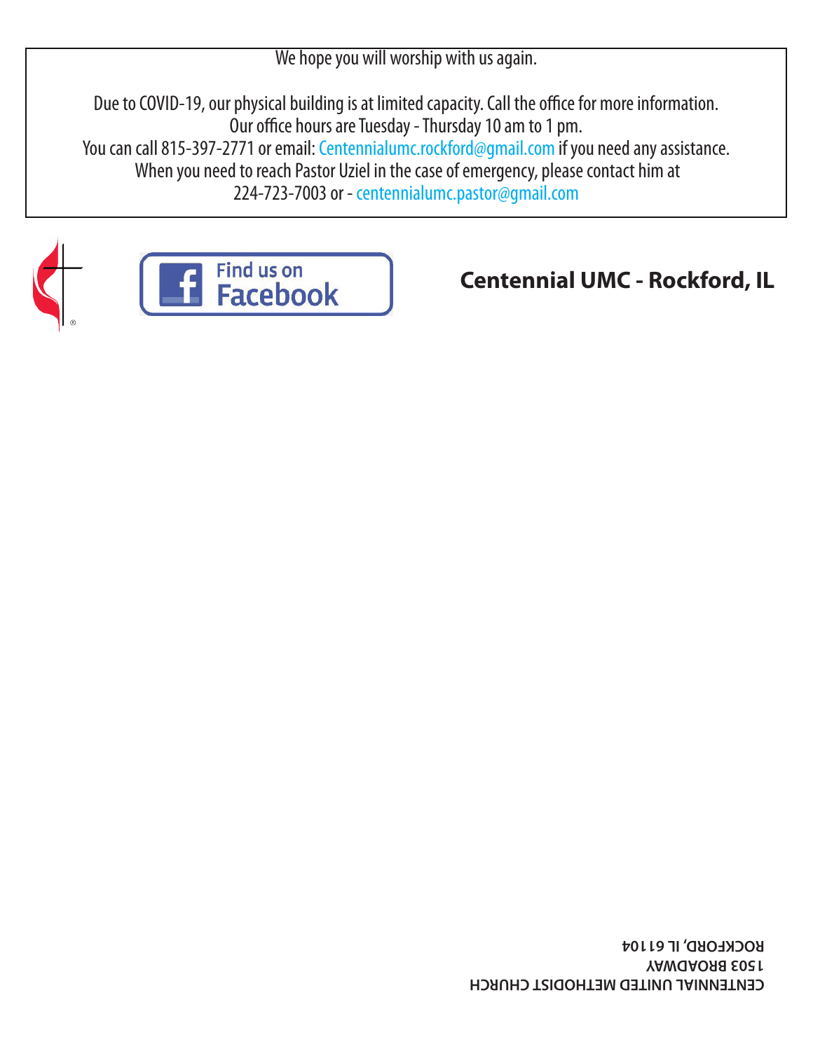We hope you will worship with us again.

Due to COVID-19, our physical building is at limited capacity. Call the office for more information.
Our office hours are Tuesday - Thursday 10 am to 1 pm.
You can call 815-397-2771 or email: Centennialumc.rockford@gmail.com if you need any assistance.
When you need to reach Pastor Uziel in the case of emergency, please contact him at
224-723-7003 or - centennialumc.pastor@gmail.com

Find us on Facebook

**Centennial UMC - Rockford, IL**

CENTENNIAL UNITED METHODIST CHURCH
1503 BROADWAY
ROCKFORD, IL 61104